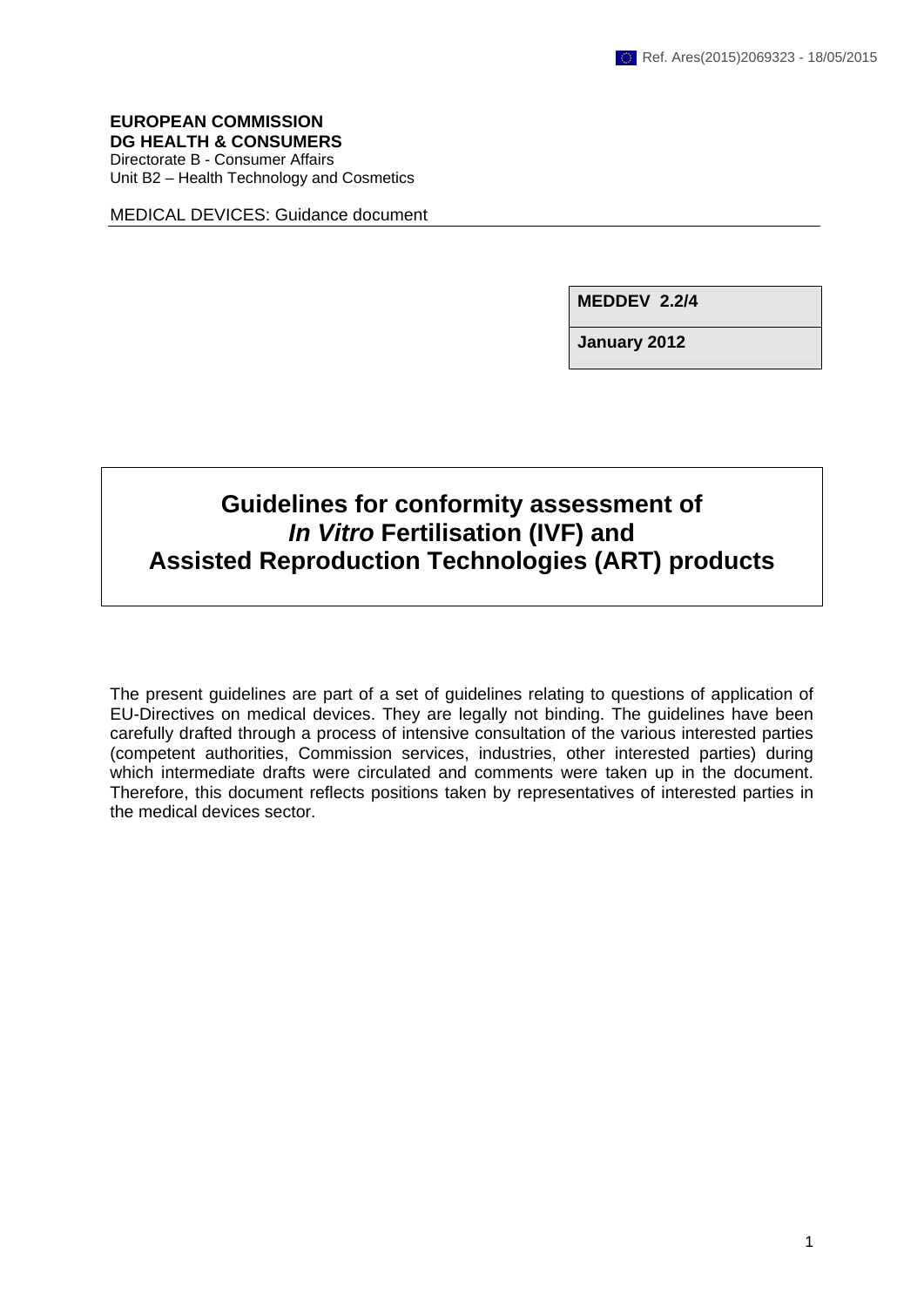Ref. Ares(2015)2069323 - 18/05/2015

**EUROPEAN COMMISSION**
**DG HEALTH & CONSUMERS**
Directorate B - Consumer Affairs
Unit B2 – Health Technology and Cosmetics

MEDICAL DEVICES: Guidance document

| |
|---|
| **MEDDEV 2.2/4** |
| **January 2012** |

# Guidelines for conformity assessment of *In Vitro* Fertilisation (IVF) and Assisted Reproduction Technologies (ART) products

The present guidelines are part of a set of guidelines relating to questions of application of EU-Directives on medical devices. They are legally not binding. The guidelines have been carefully drafted through a process of intensive consultation of the various interested parties (competent authorities, Commission services, industries, other interested parties) during which intermediate drafts were circulated and comments were taken up in the document. Therefore, this document reflects positions taken by representatives of interested parties in the medical devices sector.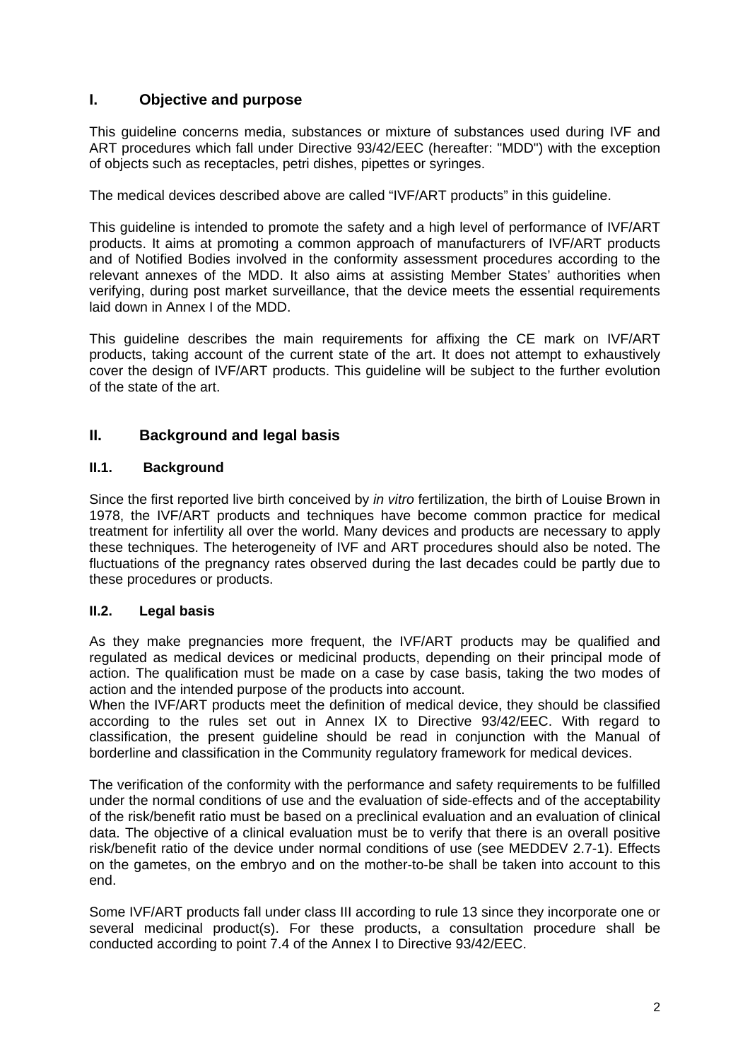## I. Objective and purpose

This guideline concerns media, substances or mixture of substances used during IVF and ART procedures which fall under Directive 93/42/EEC (hereafter: "MDD") with the exception of objects such as receptacles, petri dishes, pipettes or syringes.

The medical devices described above are called "IVF/ART products" in this guideline.

This guideline is intended to promote the safety and a high level of performance of IVF/ART products. It aims at promoting a common approach of manufacturers of IVF/ART products and of Notified Bodies involved in the conformity assessment procedures according to the relevant annexes of the MDD. It also aims at assisting Member States' authorities when verifying, during post market surveillance, that the device meets the essential requirements laid down in Annex I of the MDD.

This guideline describes the main requirements for affixing the CE mark on IVF/ART products, taking account of the current state of the art. It does not attempt to exhaustively cover the design of IVF/ART products. This guideline will be subject to the further evolution of the state of the art.

## II. Background and legal basis

### II.1. Background

Since the first reported live birth conceived by *in vitro* fertilization, the birth of Louise Brown in 1978, the IVF/ART products and techniques have become common practice for medical treatment for infertility all over the world. Many devices and products are necessary to apply these techniques. The heterogeneity of IVF and ART procedures should also be noted. The fluctuations of the pregnancy rates observed during the last decades could be partly due to these procedures or products.

### II.2. Legal basis

As they make pregnancies more frequent, the IVF/ART products may be qualified and regulated as medical devices or medicinal products, depending on their principal mode of action. The qualification must be made on a case by case basis, taking the two modes of action and the intended purpose of the products into account.
When the IVF/ART products meet the definition of medical device, they should be classified according to the rules set out in Annex IX to Directive 93/42/EEC. With regard to classification, the present guideline should be read in conjunction with the Manual of borderline and classification in the Community regulatory framework for medical devices.

The verification of the conformity with the performance and safety requirements to be fulfilled under the normal conditions of use and the evaluation of side-effects and of the acceptability of the risk/benefit ratio must be based on a preclinical evaluation and an evaluation of clinical data. The objective of a clinical evaluation must be to verify that there is an overall positive risk/benefit ratio of the device under normal conditions of use (see MEDDEV 2.7-1). Effects on the gametes, on the embryo and on the mother-to-be shall be taken into account to this end.

Some IVF/ART products fall under class III according to rule 13 since they incorporate one or several medicinal product(s). For these products, a consultation procedure shall be conducted according to point 7.4 of the Annex I to Directive 93/42/EEC.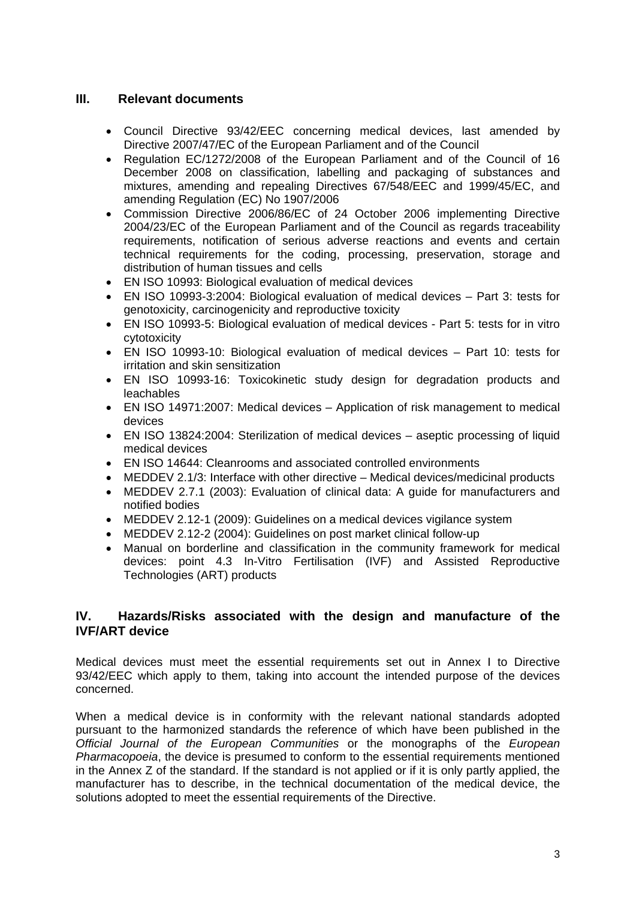## III. Relevant documents

- Council Directive 93/42/EEC concerning medical devices, last amended by Directive 2007/47/EC of the European Parliament and of the Council
- Regulation EC/1272/2008 of the European Parliament and of the Council of 16 December 2008 on classification, labelling and packaging of substances and mixtures, amending and repealing Directives 67/548/EEC and 1999/45/EC, and amending Regulation (EC) No 1907/2006
- Commission Directive 2006/86/EC of 24 October 2006 implementing Directive 2004/23/EC of the European Parliament and of the Council as regards traceability requirements, notification of serious adverse reactions and events and certain technical requirements for the coding, processing, preservation, storage and distribution of human tissues and cells
- EN ISO 10993: Biological evaluation of medical devices
- EN ISO 10993-3:2004: Biological evaluation of medical devices – Part 3: tests for genotoxicity, carcinogenicity and reproductive toxicity
- EN ISO 10993-5: Biological evaluation of medical devices - Part 5: tests for in vitro cytotoxicity
- EN ISO 10993-10: Biological evaluation of medical devices – Part 10: tests for irritation and skin sensitization
- EN ISO 10993-16: Toxicokinetic study design for degradation products and leachables
- EN ISO 14971:2007: Medical devices – Application of risk management to medical devices
- EN ISO 13824:2004: Sterilization of medical devices – aseptic processing of liquid medical devices
- EN ISO 14644: Cleanrooms and associated controlled environments
- MEDDEV 2.1/3: Interface with other directive – Medical devices/medicinal products
- MEDDEV 2.7.1 (2003): Evaluation of clinical data: A guide for manufacturers and notified bodies
- MEDDEV 2.12-1 (2009): Guidelines on a medical devices vigilance system
- MEDDEV 2.12-2 (2004): Guidelines on post market clinical follow-up
- Manual on borderline and classification in the community framework for medical devices: point 4.3 In-Vitro Fertilisation (IVF) and Assisted Reproductive Technologies (ART) products

## IV. Hazards/Risks associated with the design and manufacture of the IVF/ART device

Medical devices must meet the essential requirements set out in Annex I to Directive 93/42/EEC which apply to them, taking into account the intended purpose of the devices concerned.

When a medical device is in conformity with the relevant national standards adopted pursuant to the harmonized standards the reference of which have been published in the *Official Journal of the European Communities* or the monographs of the *European Pharmacopoeia*, the device is presumed to conform to the essential requirements mentioned in the Annex Z of the standard. If the standard is not applied or if it is only partly applied, the manufacturer has to describe, in the technical documentation of the medical device, the solutions adopted to meet the essential requirements of the Directive.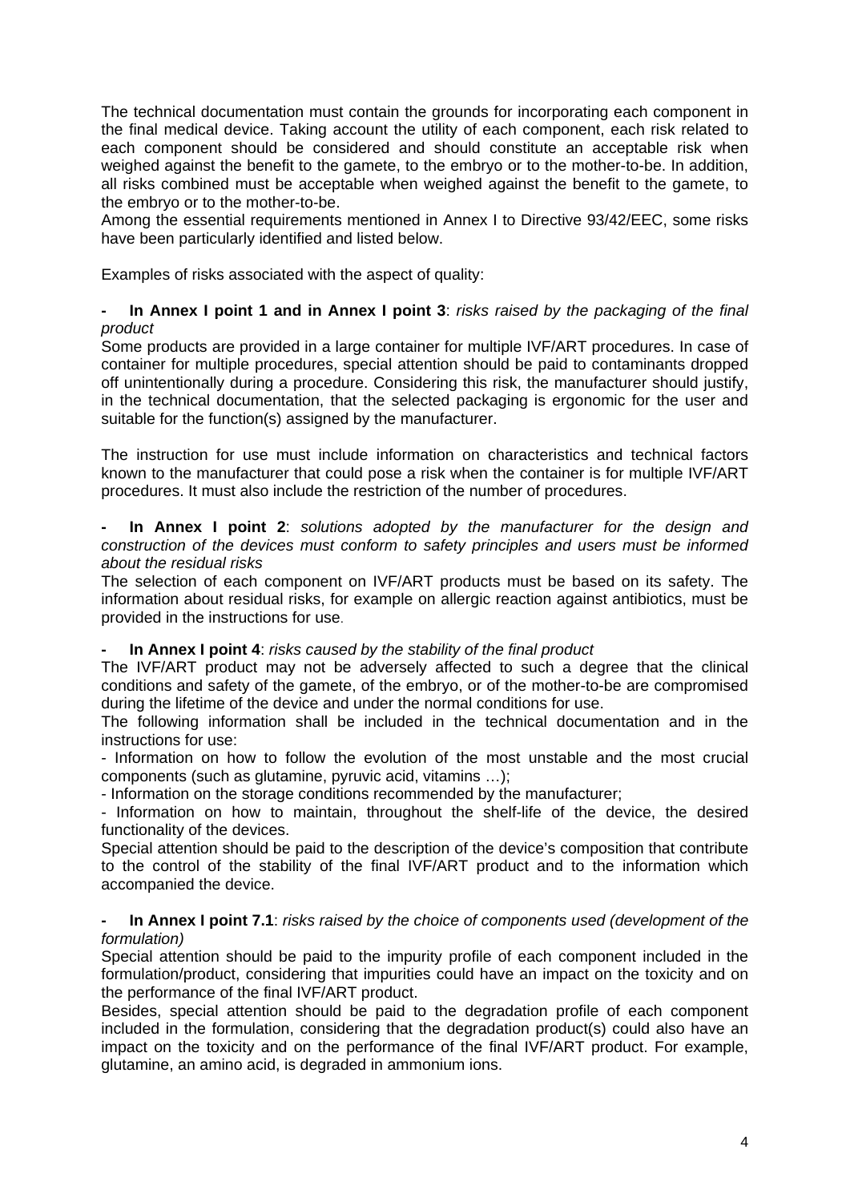The technical documentation must contain the grounds for incorporating each component in the final medical device. Taking account the utility of each component, each risk related to each component should be considered and should constitute an acceptable risk when weighed against the benefit to the gamete, to the embryo or to the mother-to-be. In addition, all risks combined must be acceptable when weighed against the benefit to the gamete, to the embryo or to the mother-to-be.
Among the essential requirements mentioned in Annex I to Directive 93/42/EEC, some risks have been particularly identified and listed below.

Examples of risks associated with the aspect of quality:

- **In Annex I point 1 and in Annex I point 3**: *risks raised by the packaging of the final product*

Some products are provided in a large container for multiple IVF/ART procedures. In case of container for multiple procedures, special attention should be paid to contaminants dropped off unintentionally during a procedure. Considering this risk, the manufacturer should justify, in the technical documentation, that the selected packaging is ergonomic for the user and suitable for the function(s) assigned by the manufacturer.

The instruction for use must include information on characteristics and technical factors known to the manufacturer that could pose a risk when the container is for multiple IVF/ART procedures. It must also include the restriction of the number of procedures.

- **In Annex I point 2**: *solutions adopted by the manufacturer for the design and construction of the devices must conform to safety principles and users must be informed about the residual risks*

The selection of each component on IVF/ART products must be based on its safety. The information about residual risks, for example on allergic reaction against antibiotics, must be provided in the instructions for use.

- **In Annex I point 4**: *risks caused by the stability of the final product*

The IVF/ART product may not be adversely affected to such a degree that the clinical conditions and safety of the gamete, of the embryo, or of the mother-to-be are compromised during the lifetime of the device and under the normal conditions for use.
The following information shall be included in the technical documentation and in the instructions for use:
- Information on how to follow the evolution of the most unstable and the most crucial components (such as glutamine, pyruvic acid, vitamins …);
- Information on the storage conditions recommended by the manufacturer;
- Information on how to maintain, throughout the shelf-life of the device, the desired functionality of the devices.

Special attention should be paid to the description of the device's composition that contribute to the control of the stability of the final IVF/ART product and to the information which accompanied the device.

- **In Annex I point 7.1**: *risks raised by the choice of components used (development of the formulation)*

Special attention should be paid to the impurity profile of each component included in the formulation/product, considering that impurities could have an impact on the toxicity and on the performance of the final IVF/ART product.
Besides, special attention should be paid to the degradation profile of each component included in the formulation, considering that the degradation product(s) could also have an impact on the toxicity and on the performance of the final IVF/ART product. For example, glutamine, an amino acid, is degraded in ammonium ions.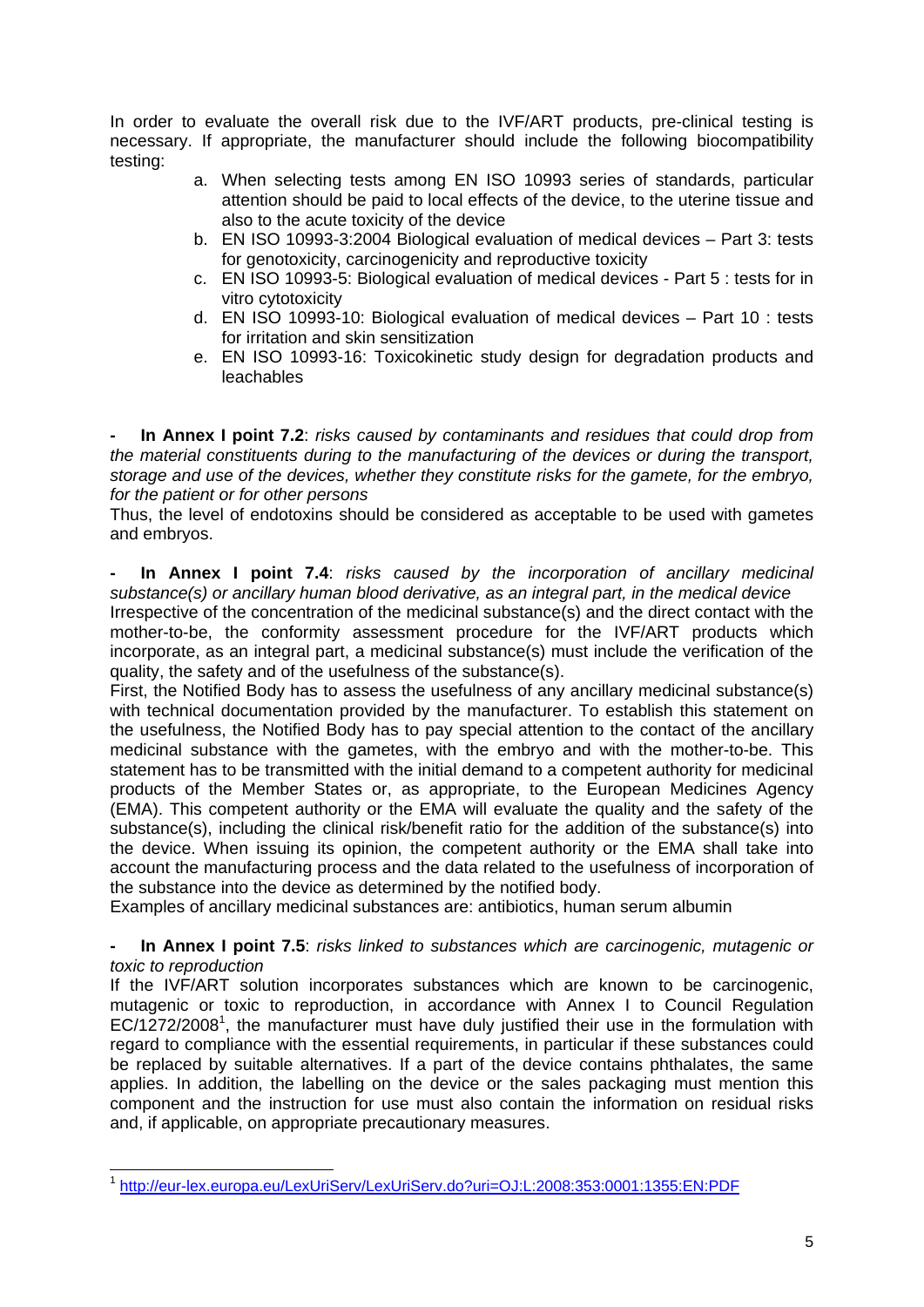In order to evaluate the overall risk due to the IVF/ART products, pre-clinical testing is necessary. If appropriate, the manufacturer should include the following biocompatibility testing:

a. When selecting tests among EN ISO 10993 series of standards, particular attention should be paid to local effects of the device, to the uterine tissue and also to the acute toxicity of the device
b. EN ISO 10993-3:2004 Biological evaluation of medical devices – Part 3: tests for genotoxicity, carcinogenicity and reproductive toxicity
c. EN ISO 10993-5: Biological evaluation of medical devices - Part 5 : tests for in vitro cytotoxicity
d. EN ISO 10993-10: Biological evaluation of medical devices – Part 10 : tests for irritation and skin sensitization
e. EN ISO 10993-16: Toxicokinetic study design for degradation products and leachables

- **In Annex I point 7.2**: *risks caused by contaminants and residues that could drop from the material constituents during to the manufacturing of the devices or during the transport, storage and use of the devices, whether they constitute risks for the gamete, for the embryo, for the patient or for other persons*

Thus, the level of endotoxins should be considered as acceptable to be used with gametes and embryos.

- **In Annex I point 7.4**: *risks caused by the incorporation of ancillary medicinal substance(s) or ancillary human blood derivative, as an integral part, in the medical device*

Irrespective of the concentration of the medicinal substance(s) and the direct contact with the mother-to-be, the conformity assessment procedure for the IVF/ART products which incorporate, as an integral part, a medicinal substance(s) must include the verification of the quality, the safety and of the usefulness of the substance(s).

First, the Notified Body has to assess the usefulness of any ancillary medicinal substance(s) with technical documentation provided by the manufacturer. To establish this statement on the usefulness, the Notified Body has to pay special attention to the contact of the ancillary medicinal substance with the gametes, with the embryo and with the mother-to-be. This statement has to be transmitted with the initial demand to a competent authority for medicinal products of the Member States or, as appropriate, to the European Medicines Agency (EMA). This competent authority or the EMA will evaluate the quality and the safety of the substance(s), including the clinical risk/benefit ratio for the addition of the substance(s) into the device. When issuing its opinion, the competent authority or the EMA shall take into account the manufacturing process and the data related to the usefulness of incorporation of the substance into the device as determined by the notified body.

Examples of ancillary medicinal substances are: antibiotics, human serum albumin

- **In Annex I point 7.5**: *risks linked to substances which are carcinogenic, mutagenic or toxic to reproduction*

If the IVF/ART solution incorporates substances which are known to be carcinogenic, mutagenic or toxic to reproduction, in accordance with Annex I to Council Regulation EC/1272/2008[1], the manufacturer must have duly justified their use in the formulation with regard to compliance with the essential requirements, in particular if these substances could be replaced by suitable alternatives. If a part of the device contains phthalates, the same applies. In addition, the labelling on the device or the sales packaging must mention this component and the instruction for use must also contain the information on residual risks and, if applicable, on appropriate precautionary measures.

---

[1] http://eur-lex.europa.eu/LexUriServ/LexUriServ.do?uri=OJ:L:2008:353:0001:1355:EN:PDF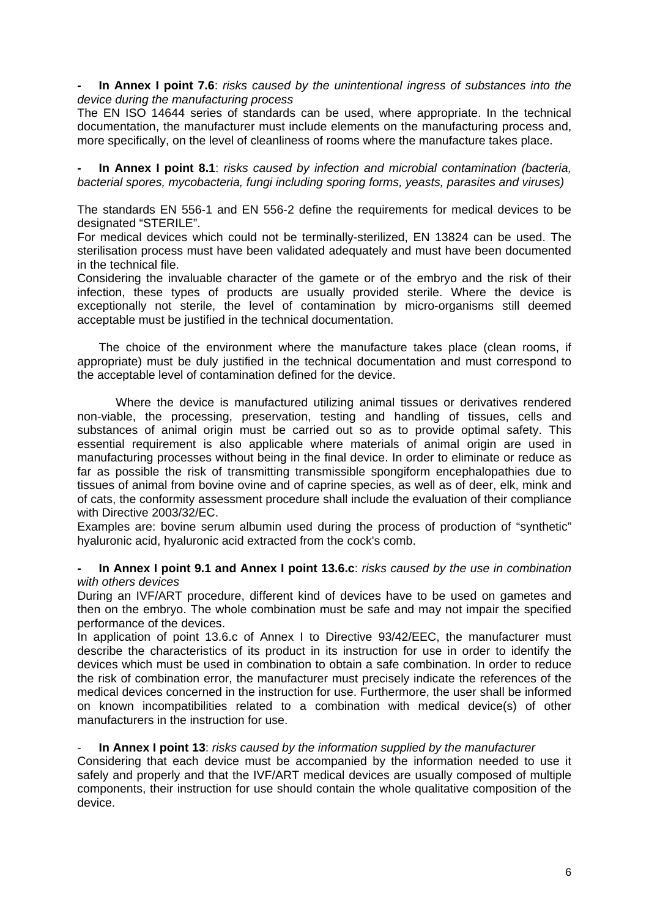- **In Annex I point 7.6**: *risks caused by the unintentional ingress of substances into the device during the manufacturing process*

The EN ISO 14644 series of standards can be used, where appropriate. In the technical documentation, the manufacturer must include elements on the manufacturing process and, more specifically, on the level of cleanliness of rooms where the manufacture takes place.

- **In Annex I point 8.1**: *risks caused by infection and microbial contamination (bacteria, bacterial spores, mycobacteria, fungi including sporing forms, yeasts, parasites and viruses)*

The standards EN 556-1 and EN 556-2 define the requirements for medical devices to be designated "STERILE".

For medical devices which could not be terminally-sterilized, EN 13824 can be used. The sterilisation process must have been validated adequately and must have been documented in the technical file.

Considering the invaluable character of the gamete or of the embryo and the risk of their infection, these types of products are usually provided sterile. Where the device is exceptionally not sterile, the level of contamination by micro-organisms still deemed acceptable must be justified in the technical documentation.

The choice of the environment where the manufacture takes place (clean rooms, if appropriate) must be duly justified in the technical documentation and must correspond to the acceptable level of contamination defined for the device.

Where the device is manufactured utilizing animal tissues or derivatives rendered non-viable, the processing, preservation, testing and handling of tissues, cells and substances of animal origin must be carried out so as to provide optimal safety. This essential requirement is also applicable where materials of animal origin are used in manufacturing processes without being in the final device. In order to eliminate or reduce as far as possible the risk of transmitting transmissible spongiform encephalopathies due to tissues of animal from bovine ovine and of caprine species, as well as of deer, elk, mink and of cats, the conformity assessment procedure shall include the evaluation of their compliance with Directive 2003/32/EC.

Examples are: bovine serum albumin used during the process of production of "synthetic" hyaluronic acid, hyaluronic acid extracted from the cock's comb.

- **In Annex I point 9.1 and Annex I point 13.6.c**: *risks caused by the use in combination with others devices*

During an IVF/ART procedure, different kind of devices have to be used on gametes and then on the embryo. The whole combination must be safe and may not impair the specified performance of the devices.

In application of point 13.6.c of Annex I to Directive 93/42/EEC, the manufacturer must describe the characteristics of its product in its instruction for use in order to identify the devices which must be used in combination to obtain a safe combination. In order to reduce the risk of combination error, the manufacturer must precisely indicate the references of the medical devices concerned in the instruction for use. Furthermore, the user shall be informed on known incompatibilities related to a combination with medical device(s) of other manufacturers in the instruction for use.

- **In Annex I point 13**: *risks caused by the information supplied by the manufacturer*

Considering that each device must be accompanied by the information needed to use it safely and properly and that the IVF/ART medical devices are usually composed of multiple components, their instruction for use should contain the whole qualitative composition of the device.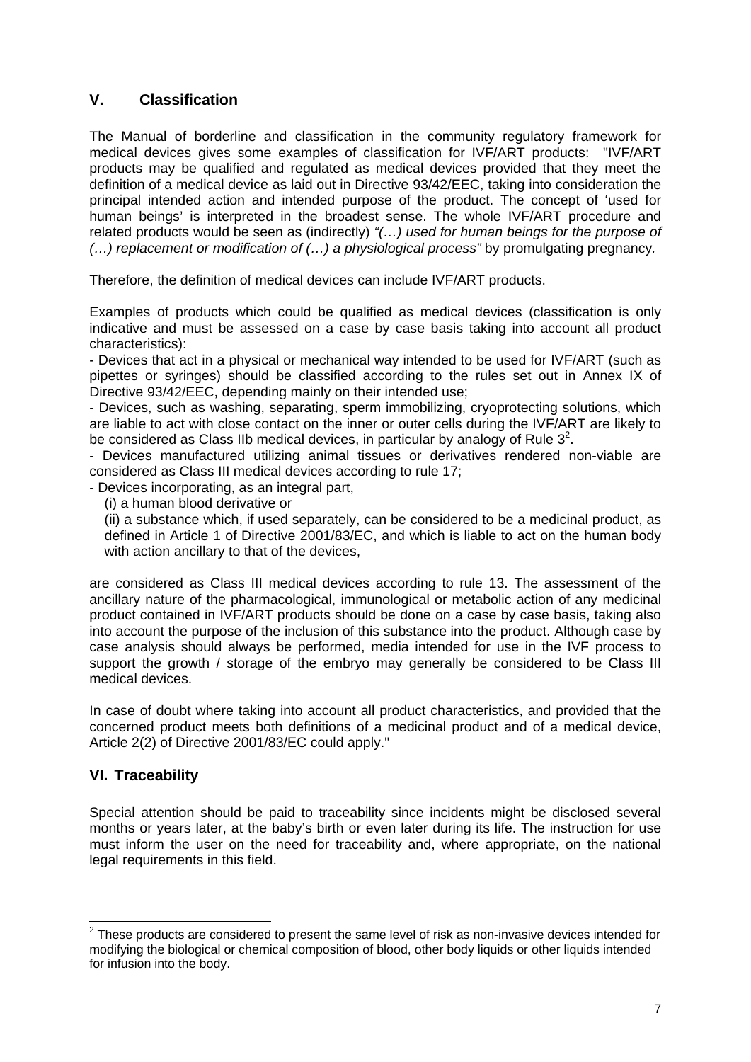## V. Classification

The Manual of borderline and classification in the community regulatory framework for medical devices gives some examples of classification for IVF/ART products: "IVF/ART products may be qualified and regulated as medical devices provided that they meet the definition of a medical device as laid out in Directive 93/42/EEC, taking into consideration the principal intended action and intended purpose of the product. The concept of 'used for human beings' is interpreted in the broadest sense. The whole IVF/ART procedure and related products would be seen as (indirectly) *"(…) used for human beings for the purpose of (…) replacement or modification of (…) a physiological process"* by promulgating pregnancy.

Therefore, the definition of medical devices can include IVF/ART products.

Examples of products which could be qualified as medical devices (classification is only indicative and must be assessed on a case by case basis taking into account all product characteristics):

- Devices that act in a physical or mechanical way intended to be used for IVF/ART (such as pipettes or syringes) should be classified according to the rules set out in Annex IX of Directive 93/42/EEC, depending mainly on their intended use;
- Devices, such as washing, separating, sperm immobilizing, cryoprotecting solutions, which are liable to act with close contact on the inner or outer cells during the IVF/ART are likely to be considered as Class IIb medical devices, in particular by analogy of Rule 3[2].
- Devices manufactured utilizing animal tissues or derivatives rendered non-viable are considered as Class III medical devices according to rule 17;
- Devices incorporating, as an integral part,
  (i) a human blood derivative or
  (ii) a substance which, if used separately, can be considered to be a medicinal product, as defined in Article 1 of Directive 2001/83/EC, and which is liable to act on the human body with action ancillary to that of the devices,

are considered as Class III medical devices according to rule 13. The assessment of the ancillary nature of the pharmacological, immunological or metabolic action of any medicinal product contained in IVF/ART products should be done on a case by case basis, taking also into account the purpose of the inclusion of this substance into the product. Although case by case analysis should always be performed, media intended for use in the IVF process to support the growth / storage of the embryo may generally be considered to be Class III medical devices.

In case of doubt where taking into account all product characteristics, and provided that the concerned product meets both definitions of a medicinal product and of a medical device, Article 2(2) of Directive 2001/83/EC could apply."

## VI. Traceability

Special attention should be paid to traceability since incidents might be disclosed several months or years later, at the baby's birth or even later during its life. The instruction for use must inform the user on the need for traceability and, where appropriate, on the national legal requirements in this field.

---

[2] These products are considered to present the same level of risk as non-invasive devices intended for modifying the biological or chemical composition of blood, other body liquids or other liquids intended for infusion into the body.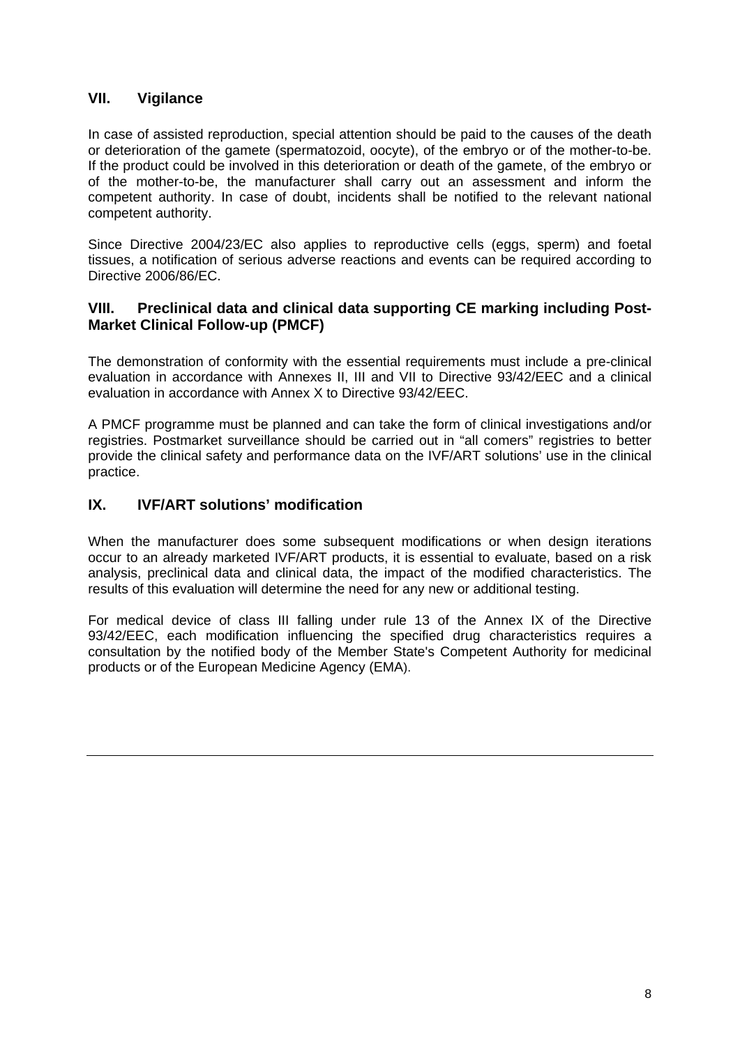## VII. Vigilance

In case of assisted reproduction, special attention should be paid to the causes of the death or deterioration of the gamete (spermatozoid, oocyte), of the embryo or of the mother-to-be. If the product could be involved in this deterioration or death of the gamete, of the embryo or of the mother-to-be, the manufacturer shall carry out an assessment and inform the competent authority. In case of doubt, incidents shall be notified to the relevant national competent authority.

Since Directive 2004/23/EC also applies to reproductive cells (eggs, sperm) and foetal tissues, a notification of serious adverse reactions and events can be required according to Directive 2006/86/EC.

## VIII. Preclinical data and clinical data supporting CE marking including Post-Market Clinical Follow-up (PMCF)

The demonstration of conformity with the essential requirements must include a pre-clinical evaluation in accordance with Annexes II, III and VII to Directive 93/42/EEC and a clinical evaluation in accordance with Annex X to Directive 93/42/EEC.

A PMCF programme must be planned and can take the form of clinical investigations and/or registries. Postmarket surveillance should be carried out in "all comers" registries to better provide the clinical safety and performance data on the IVF/ART solutions' use in the clinical practice.

## IX. IVF/ART solutions' modification

When the manufacturer does some subsequent modifications or when design iterations occur to an already marketed IVF/ART products, it is essential to evaluate, based on a risk analysis, preclinical data and clinical data, the impact of the modified characteristics. The results of this evaluation will determine the need for any new or additional testing.

For medical device of class III falling under rule 13 of the Annex IX of the Directive 93/42/EEC, each modification influencing the specified drug characteristics requires a consultation by the notified body of the Member State's Competent Authority for medicinal products or of the European Medicine Agency (EMA).